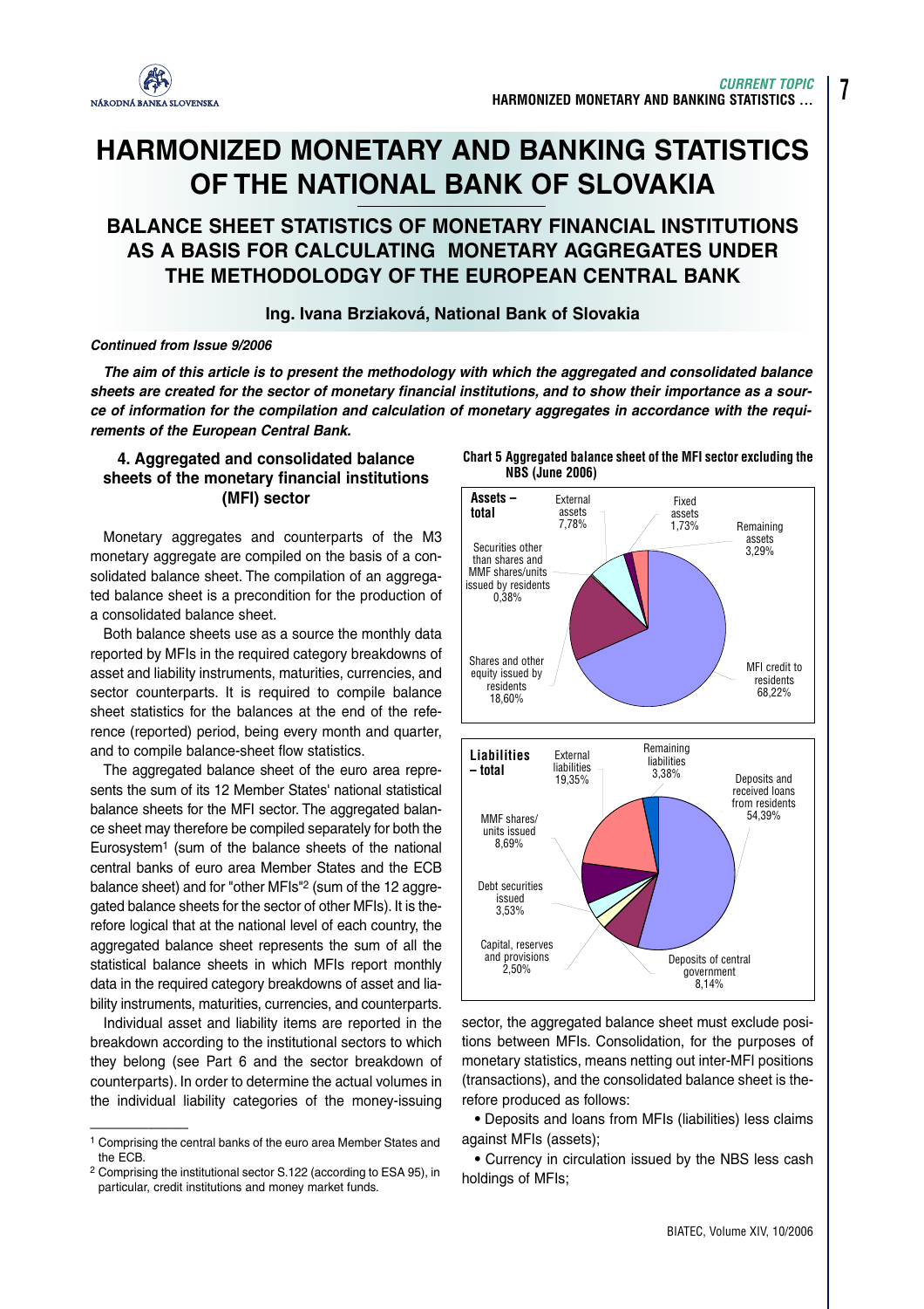# HARMONIZED MONETARY AND BANKING STATISTICS OF THE NATIONAL BANK OF SLOVAKIA

## BALANCE SHEET STATISTICS OF MONETARY FINANCIAL INSTITUTIONS AS A BASIS FOR CALCULATING MONETARY AGGREGATES UNDER THE METHODOLODGY OF THE EUROPEAN CENTRAL BANK

**Ing. Ivana Brziaková, National Bank of Slovakia**

***Continued from Issue 9/2006***

***The aim of this article is to present the methodology with which the aggregated and consolidated balance sheets are created for the sector of monetary financial institutions, and to show their importance as a source of information for the compilation and calculation of monetary aggregates in accordance with the requirements of the European Central Bank.***

### 4. Aggregated and consolidated balance sheets of the monetary financial institutions (MFI) sector

Monetary aggregates and counterparts of the M3 monetary aggregate are compiled on the basis of a consolidated balance sheet. The compilation of an aggregated balance sheet is a precondition for the production of a consolidated balance sheet.

Both balance sheets use as a source the monthly data reported by MFIs in the required category breakdowns of asset and liability instruments, maturities, currencies, and sector counterparts. It is required to compile balance sheet statistics for the balances at the end of the reference (reported) period, being every month and quarter, and to compile balance-sheet flow statistics.

The aggregated balance sheet of the euro area represents the sum of its 12 Member States' national statistical balance sheets for the MFI sector. The aggregated balance sheet may therefore be compiled separately for both the Eurosystem[1] (sum of the balance sheets of the national central banks of euro area Member States and the ECB balance sheet) and for "other MFIs"[2] (sum of the 12 aggregated balance sheets for the sector of other MFIs). It is therefore logical that at the national level of each country, the aggregated balance sheet represents the sum of all the statistical balance sheets in which MFIs report monthly data in the required category breakdowns of asset and liability instruments, maturities, currencies, and counterparts.

Individual asset and liability items are reported in the breakdown according to the institutional sectors to which they belong (see Part 6 and the sector breakdown of counterparts). In order to determine the actual volumes in the individual liability categories of the money-issuing sector, the aggregated balance sheet must exclude positions between MFIs. Consolidation, for the purposes of monetary statistics, means netting out inter-MFI positions (transactions), and the consolidated balance sheet is therefore produced as follows:

- Deposits and loans from MFIs (liabilities) less claims against MFIs (assets);
- Currency in circulation issued by the NBS less cash holdings of MFIs;

**Chart 5 Aggregated balance sheet of the MFI sector excluding the NBS (June 2006)**

**Assets – total**

- MFI credit to residents 68,22%
- Shares and other equity issued by residents 18,60%
- Securities other than shares and MMF shares/units issued by residents 0,38%
- External assets 7,78%
- Fixed assets 1,73%
- Remaining assets 3,29%

**Liabilities – total**

- Deposits and received loans from residents 54,39%
- Deposits of central government 8,14%
- Capital, reserves and provisions 2,50%
- Debt securities issued 3,53%
- MMF shares/units issued 8,69%
- External liabilities 19,35%
- Remaining liabilities 3,38%

---

[1] Comprising the central banks of the euro area Member States and the ECB.

[2] Comprising the institutional sector S.122 (according to ESA 95), in particular, credit institutions and money market funds.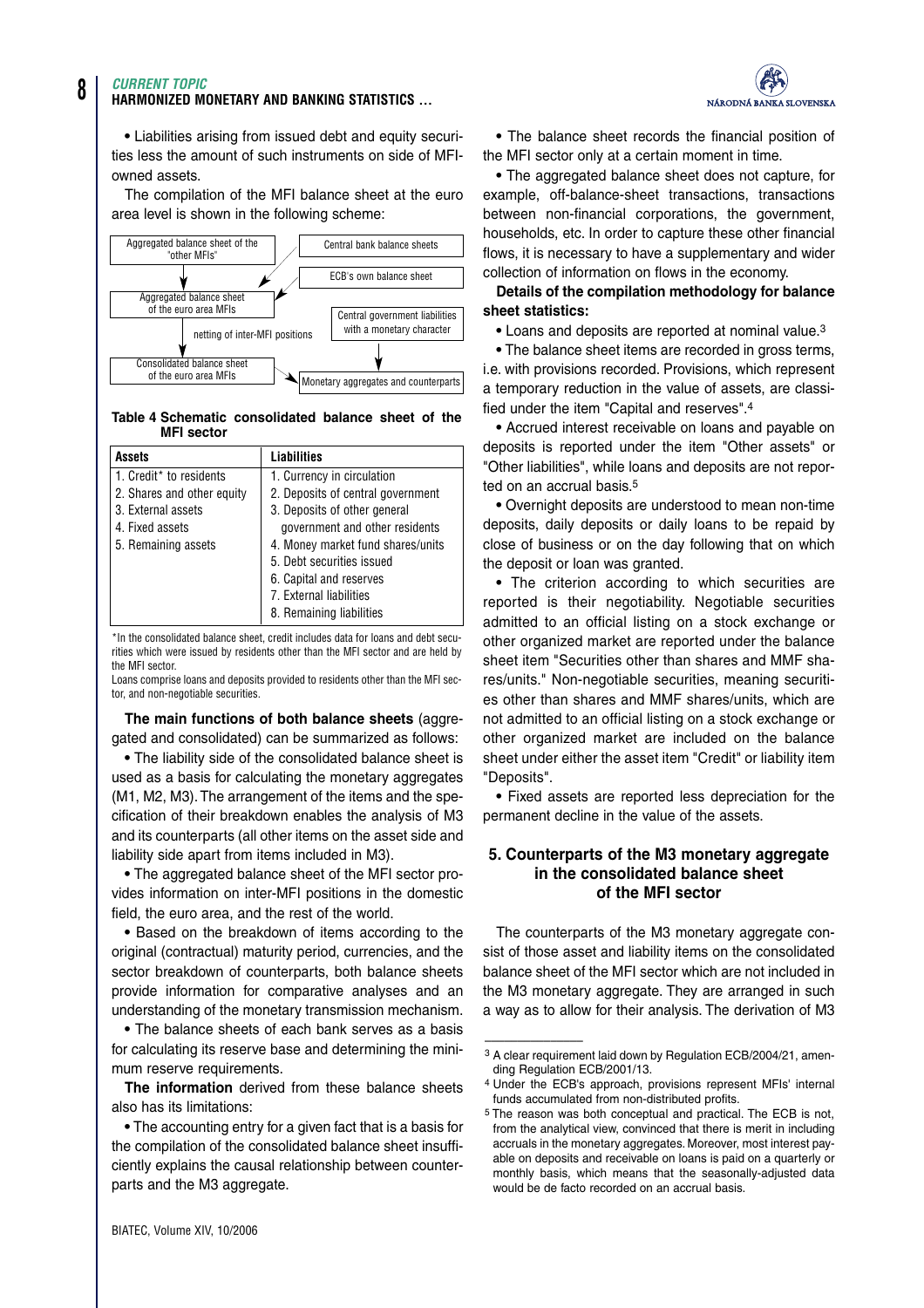• Liabilities arising from issued debt and equity securities less the amount of such instruments on side of MFI-owned assets.

The compilation of the MFI balance sheet at the euro area level is shown in the following scheme:

Aggregated balance sheet of the "other MFIs"

Central bank balance sheets

ECB's own balance sheet

Aggregated balance sheet of the euro area MFIs

Central government liabilities with a monetary character

netting of inter-MFI positions

Consolidated balance sheet of the euro area MFIs

Monetary aggregates and counterparts

**Table 4 Schematic consolidated balance sheet of the MFI sector**

| Assets | Liabilities |
|---|---|
| 1. Credit* to residents | 1. Currency in circulation |
| 2. Shares and other equity | 2. Deposits of central government |
| 3. External assets | 3. Deposits of other general government and other residents |
| 4. Fixed assets | 4. Money market fund shares/units |
| 5. Remaining assets | 5. Debt securities issued |
| | 6. Capital and reserves |
| | 7. External liabilities |
| | 8. Remaining liabilities |

*In the consolidated balance sheet, credit includes data for loans and debt securities which were issued by residents other than the MFI sector and are held by the MFI sector.

Loans comprise loans and deposits provided to residents other than the MFI sector, and non-negotiable securities.

**The main functions of both balance sheets** (aggregated and consolidated) can be summarized as follows:

• The liability side of the consolidated balance sheet is used as a basis for calculating the monetary aggregates (M1, M2, M3). The arrangement of the items and the specification of their breakdown enables the analysis of M3 and its counterparts (all other items on the asset side and liability side apart from items included in M3).

• The aggregated balance sheet of the MFI sector provides information on inter-MFI positions in the domestic field, the euro area, and the rest of the world.

• Based on the breakdown of items according to the original (contractual) maturity period, currencies, and the sector breakdown of counterparts, both balance sheets provide information for comparative analyses and an understanding of the monetary transmission mechanism.

• The balance sheets of each bank serves as a basis for calculating its reserve base and determining the minimum reserve requirements.

**The information** derived from these balance sheets also has its limitations:

• The accounting entry for a given fact that is a basis for the compilation of the consolidated balance sheet insufficiently explains the causal relationship between counterparts and the M3 aggregate.

• The balance sheet records the financial position of the MFI sector only at a certain moment in time.

• The aggregated balance sheet does not capture, for example, off-balance-sheet transactions, transactions between non-financial corporations, the government, households, etc. In order to capture these other financial flows, it is necessary to have a supplementary and wider collection of information on flows in the economy.

**Details of the compilation methodology for balance sheet statistics:**

• Loans and deposits are reported at nominal value.[3]

• The balance sheet items are recorded in gross terms, i.e. with provisions recorded. Provisions, which represent a temporary reduction in the value of assets, are classified under the item "Capital and reserves".[4]

• Accrued interest receivable on loans and payable on deposits is reported under the item "Other assets" or "Other liabilities", while loans and deposits are not reported on an accrual basis.[5]

• Overnight deposits are understood to mean non-time deposits, daily deposits or daily loans to be repaid by close of business or on the day following that on which the deposit or loan was granted.

• The criterion according to which securities are reported is their negotiability. Negotiable securities admitted to an official listing on a stock exchange or other organized market are reported under the balance sheet item "Securities other than shares and MMF shares/units." Non-negotiable securities, meaning securities other than shares and MMF shares/units, which are not admitted to an official listing on a stock exchange or other organized market are included on the balance sheet under either the asset item "Credit" or liability item "Deposits".

• Fixed assets are reported less depreciation for the permanent decline in the value of the assets.

## 5. Counterparts of the M3 monetary aggregate in the consolidated balance sheet of the MFI sector

The counterparts of the M3 monetary aggregate consist of those asset and liability items on the consolidated balance sheet of the MFI sector which are not included in the M3 monetary aggregate. They are arranged in such a way as to allow for their analysis. The derivation of M3

---

[3] A clear requirement laid down by Regulation ECB/2004/21, amending Regulation ECB/2001/13.

[4] Under the ECB's approach, provisions represent MFIs' internal funds accumulated from non-distributed profits.

[5] The reason was both conceptual and practical. The ECB is not, from the analytical view, convinced that there is merit in including accruals in the monetary aggregates. Moreover, most interest payable on deposits and receivable on loans is paid on a quarterly or monthly basis, which means that the seasonally-adjusted data would be de facto recorded on an accrual basis.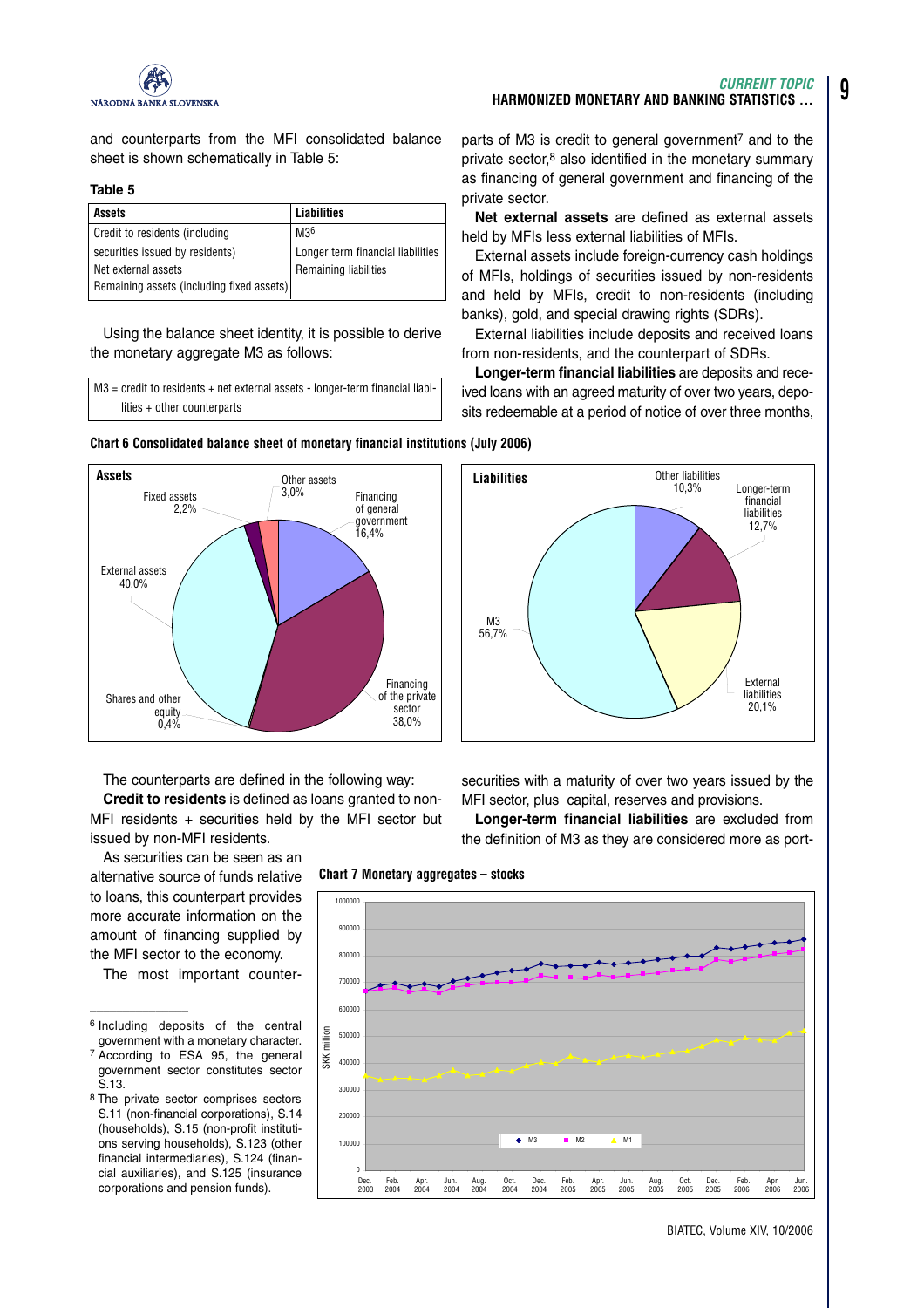and counterparts from the MFI consolidated balance sheet is shown schematically in Table 5:

**Table 5**

| Assets | Liabilities |
|---|---|
| Credit to residents (including | M3[6] |
| securities issued by residents) | Longer term financial liabilities |
| Net external assets | Remaining liabilities |
| Remaining assets (including fixed assets) | |

Using the balance sheet identity, it is possible to derive the monetary aggregate M3 as follows:

M3 = credit to residents + net external assets - longer-term financial liabilities + other counterparts

**Chart 6 Consolidated balance sheet of monetary financial institutions (July 2006)**

**Chart 7 Monetary aggregates – stocks**

The counterparts are defined in the following way:

**Credit to residents** is defined as loans granted to non-MFI residents + securities held by the MFI sector but issued by non-MFI residents.

As securities can be seen as an alternative source of funds relative to loans, this counterpart provides more accurate information on the amount of financing supplied by the MFI sector to the economy.

The most important counterparts of M3 is credit to general government[7] and to the private sector,[8] also identified in the monetary summary as financing of general government and financing of the private sector.

**Net external assets** are defined as external assets held by MFIs less external liabilities of MFIs.

External assets include foreign-currency cash holdings of MFIs, holdings of securities issued by non-residents and held by MFIs, credit to non-residents (including banks), gold, and special drawing rights (SDRs).

External liabilities include deposits and received loans from non-residents, and the counterpart of SDRs.

**Longer-term financial liabilities** are deposits and received loans with an agreed maturity of over two years, deposits redeemable at a period of notice of over three months, securities with a maturity of over two years issued by the MFI sector, plus capital, reserves and provisions.

**Longer-term financial liabilities** are excluded from the definition of M3 as they are considered more as port-

---

[6] Including deposits of the central government with a monetary character.

[7] According to ESA 95, the general government sector constitutes sector S.13.

[8] The private sector comprises sectors S.11 (non-financial corporations), S.14 (households), S.15 (non-profit institutions serving households), S.123 (other financial intermediaries), S.124 (financial auxiliaries), and S.125 (insurance corporations and pension funds).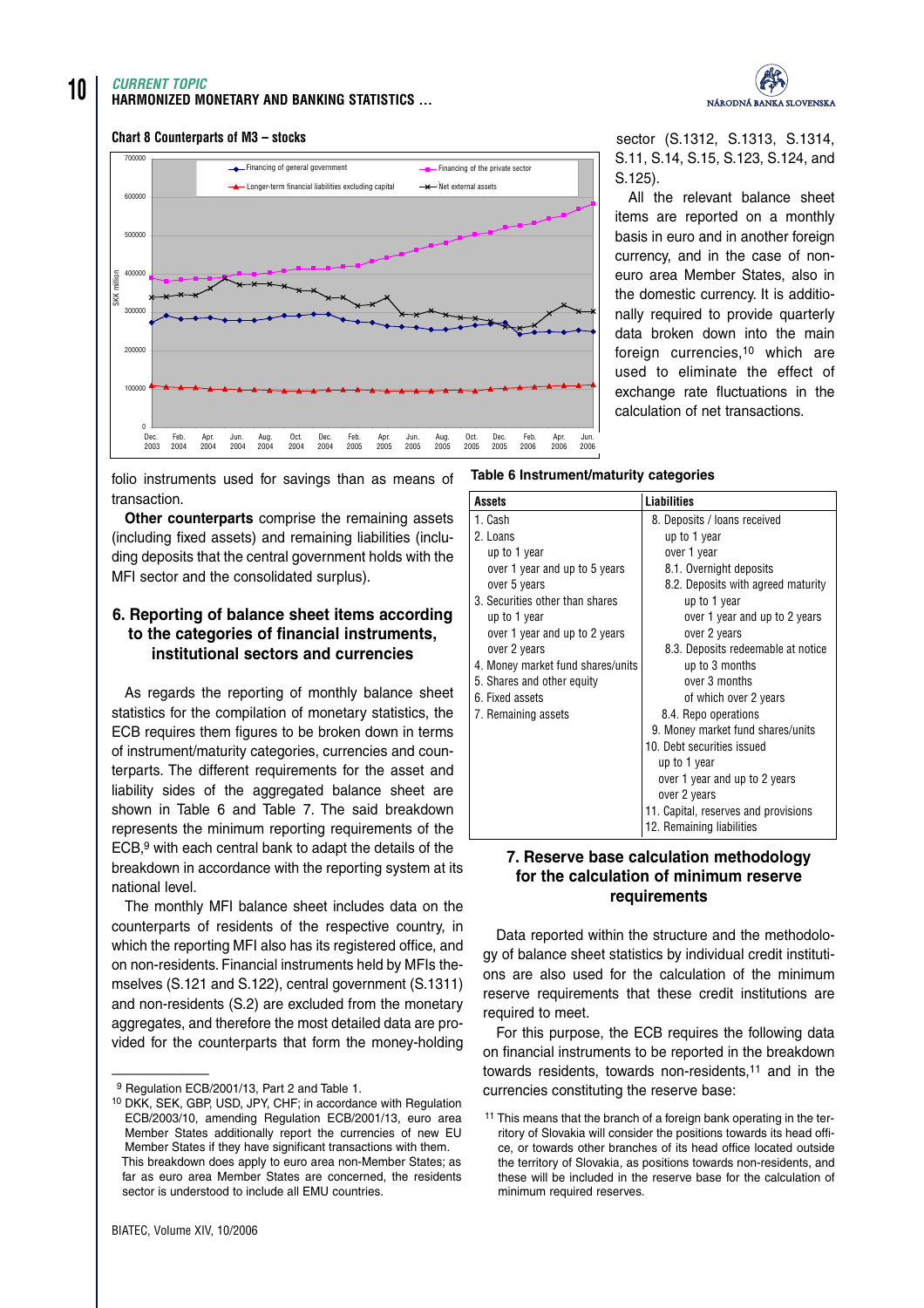**Chart 8 Counterparts of M3 – stocks**

sector (S.1312, S.1313, S.1314, S.11, S.14, S.15, S.123, S.124, and S.125).

All the relevant balance sheet items are reported on a monthly basis in euro and in another foreign currency, and in the case of non-euro area Member States, also in the domestic currency. It is additionally required to provide quarterly data broken down into the main foreign currencies,[10] which are used to eliminate the effect of exchange rate fluctuations in the calculation of net transactions.

folio instruments used for savings than as means of transaction.

**Other counterparts** comprise the remaining assets (including fixed assets) and remaining liabilities (including deposits that the central government holds with the MFI sector and the consolidated surplus).

## 6. Reporting of balance sheet items according to the categories of financial instruments, institutional sectors and currencies

As regards the reporting of monthly balance sheet statistics for the compilation of monetary statistics, the ECB requires them figures to be broken down in terms of instrument/maturity categories, currencies and counterparts. The different requirements for the asset and liability sides of the aggregated balance sheet are shown in Table 6 and Table 7. The said breakdown represents the minimum reporting requirements of the ECB,[9] with each central bank to adapt the details of the breakdown in accordance with the reporting system at its national level.

The monthly MFI balance sheet includes data on the counterparts of residents of the respective country, in which the reporting MFI also has its registered office, and on non-residents. Financial instruments held by MFIs themselves (S.121 and S.122), central government (S.1311) and non-residents (S.2) are excluded from the monetary aggregates, and therefore the most detailed data are provided for the counterparts that form the money-holding

**Table 6 Instrument/maturity categories**

| Assets | Liabilities |
|---|---|
| 1. Cash | 8. Deposits / loans received |
| 2. Loans | up to 1 year |
| up to 1 year | over 1 year |
| over 1 year and up to 5 years | 8.1. Overnight deposits |
| over 5 years | 8.2. Deposits with agreed maturity |
| 3. Securities other than shares | up to 1 year |
| up to 1 year | over 1 year and up to 2 years |
| over 1 year and up to 2 years | over 2 years |
| over 2 years | 8.3. Deposits redeemable at notice |
| 4. Money market fund shares/units | up to 3 months |
| 5. Shares and other equity | over 3 months |
| 6. Fixed assets | of which over 2 years |
| 7. Remaining assets | 8.4. Repo operations |
| | 9. Money market fund shares/units |
| | 10. Debt securities issued |
| | up to 1 year |
| | over 1 year and up to 2 years |
| | over 2 years |
| | 11. Capital, reserves and provisions |
| | 12. Remaining liabilities |

## 7. Reserve base calculation methodology for the calculation of minimum reserve requirements

Data reported within the structure and the methodology of balance sheet statistics by individual credit institutions are also used for the calculation of the minimum reserve requirements that these credit institutions are required to meet.

For this purpose, the ECB requires the following data on financial instruments to be reported in the breakdown towards residents, towards non-residents,[11] and in the currencies constituting the reserve base:

---

[9] Regulation ECB/2001/13, Part 2 and Table 1.

[10] DKK, SEK, GBP, USD, JPY, CHF; in accordance with Regulation ECB/2003/10, amending Regulation ECB/2001/13, euro area Member States additionally report the currencies of new EU Member States if they have significant transactions with them. This breakdown does apply to euro area non-Member States; as far as euro area Member States are concerned, the residents sector is understood to include all EMU countries.

[11] This means that the branch of a foreign bank operating in the territory of Slovakia will consider the positions towards its head office, or towards other branches of its head office located outside the territory of Slovakia, as positions towards non-residents, and these will be included in the reserve base for the calculation of minimum required reserves.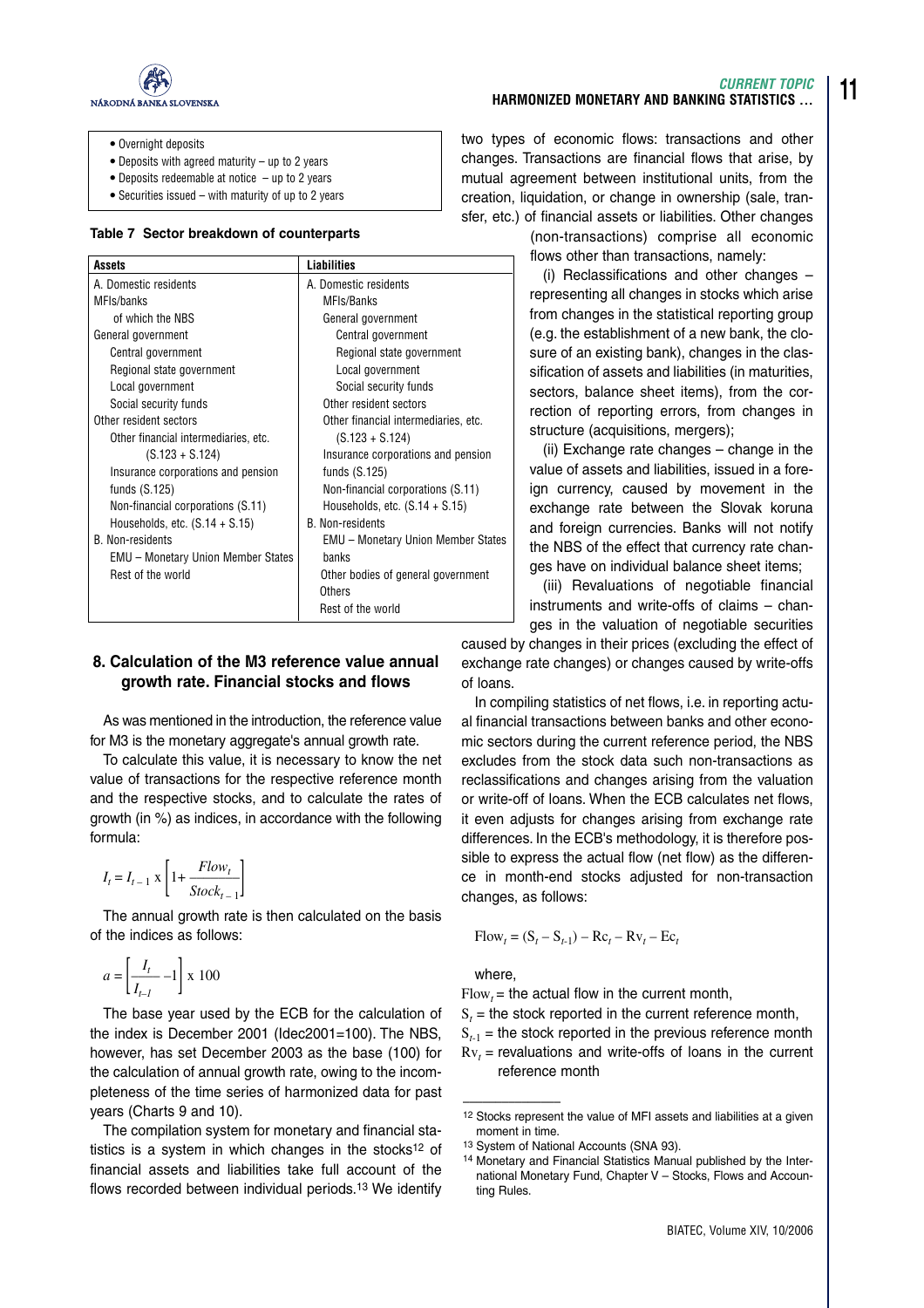- Overnight deposits
- Deposits with agreed maturity – up to 2 years
- Deposits redeemable at notice – up to 2 years
- Securities issued – with maturity of up to 2 years

**Table 7 Sector breakdown of counterparts**

| Assets | Liabilities |
|---|---|
| A. Domestic residents | A. Domestic residents |
| MFIs/banks | MFIs/Banks |
| of which the NBS | General government |
| General government | Central government |
| Central government | Regional state government |
| Regional state government | Local government |
| Local government | Social security funds |
| Social security funds | Other resident sectors |
| Other resident sectors | Other financial intermediaries, etc. (S.123 + S.124) |
| Other financial intermediaries, etc. (S.123 + S.124) | Insurance corporations and pension funds (S.125) |
| Insurance corporations and pension funds (S.125) | Non-financial corporations (S.11) |
| Non-financial corporations (S.11) | Households, etc. (S.14 + S.15) |
| Households, etc. (S.14 + S.15) | B. Non-residents |
| B. Non-residents | EMU – Monetary Union Member States banks |
| EMU – Monetary Union Member States | Other bodies of general government |
| Rest of the world | Others |
| | Rest of the world |

## 8. Calculation of the M3 reference value annual growth rate. Financial stocks and flows

As was mentioned in the introduction, the reference value for M3 is the monetary aggregate's annual growth rate.

To calculate this value, it is necessary to know the net value of transactions for the respective reference month and the respective stocks, and to calculate the rates of growth (in %) as indices, in accordance with the following formula:

$$I_t = I_{t-1} \text{ x } \left[1 + \frac{Flow_t}{Stock_{t-1}}\right]$$

The annual growth rate is then calculated on the basis of the indices as follows:

$$a = \left[\frac{I_t}{I_{t-l}} - 1\right] \text{ x } 100$$

The base year used by the ECB for the calculation of the index is December 2001 (Idec2001=100). The NBS, however, has set December 2003 as the base (100) for the calculation of annual growth rate, owing to the incompleteness of the time series of harmonized data for past years (Charts 9 and 10).

The compilation system for monetary and financial statistics is a system in which changes in the stocks[12] of financial assets and liabilities take full account of the flows recorded between individual periods.[13] We identify two types of economic flows: transactions and other changes. Transactions are financial flows that arise, by mutual agreement between institutional units, from the creation, liquidation, or change in ownership (sale, transfer, etc.) of financial assets or liabilities. Other changes (non-transactions) comprise all economic flows other than transactions, namely:

(i) Reclassifications and other changes – representing all changes in stocks which arise from changes in the statistical reporting group (e.g. the establishment of a new bank, the closure of an existing bank), changes in the classification of assets and liabilities (in maturities, sectors, balance sheet items), from the correction of reporting errors, from changes in structure (acquisitions, mergers);

(ii) Exchange rate changes – change in the value of assets and liabilities, issued in a foreign currency, caused by movement in the exchange rate between the Slovak koruna and foreign currencies. Banks will not notify the NBS of the effect that currency rate changes have on individual balance sheet items;

(iii) Revaluations of negotiable financial instruments and write-offs of claims – changes in the valuation of negotiable securities caused by changes in their prices (excluding the effect of exchange rate changes) or changes caused by write-offs of loans.

In compiling statistics of net flows, i.e. in reporting actual financial transactions between banks and other economic sectors during the current reference period, the NBS excludes from the stock data such non-transactions as reclassifications and changes arising from the valuation or write-off of loans. When the ECB calculates net flows, it even adjusts for changes arising from exchange rate differences. In the ECB's methodology, it is therefore possible to express the actual flow (net flow) as the difference in month-end stocks adjusted for non-transaction changes, as follows:

$$\text{Flow}_t = (S_t - S_{t-1}) - \text{Rc}_t - \text{Rv}_t - \text{Ec}_t$$

where,

$\text{Flow}_t$ = the actual flow in the current month,

$S_t$ = the stock reported in the current reference month,

$S_{t-1}$ = the stock reported in the previous reference month

$\text{Rv}_t$ = revaluations and write-offs of loans in the current reference month

---

[12] Stocks represent the value of MFI assets and liabilities at a given moment in time.

[13] System of National Accounts (SNA 93).

[14] Monetary and Financial Statistics Manual published by the International Monetary Fund, Chapter V – Stocks, Flows and Accounting Rules.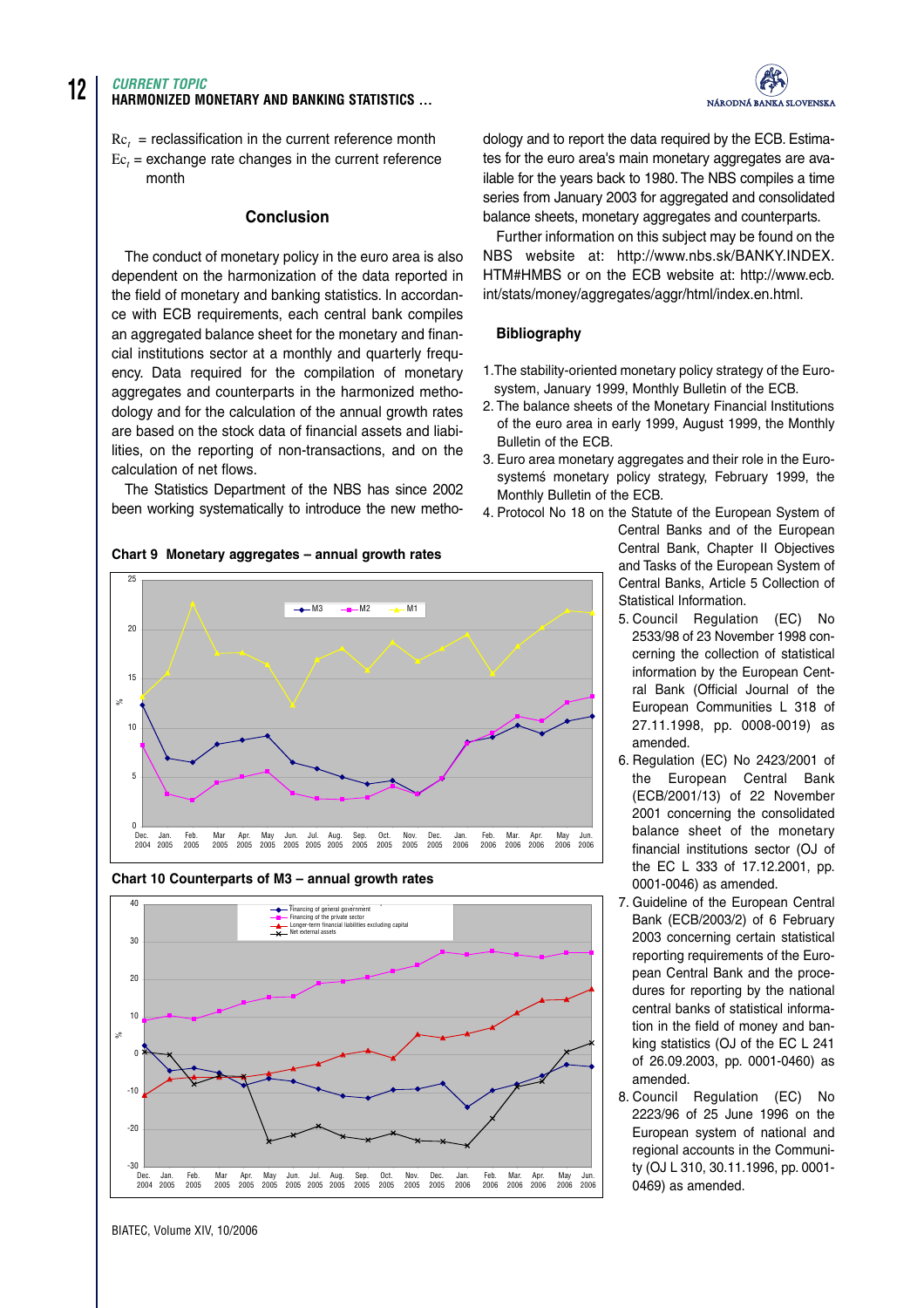$Rc_t$ = reclassification in the current reference month
$Ec_t$ = exchange rate changes in the current reference month

## Conclusion

The conduct of monetary policy in the euro area is also dependent on the harmonization of the data reported in the field of monetary and banking statistics. In accordance with ECB requirements, each central bank compiles an aggregated balance sheet for the monetary and financial institutions sector at a monthly and quarterly frequency. Data required for the compilation of monetary aggregates and counterparts in the harmonized methodology and for the calculation of the annual growth rates are based on the stock data of financial assets and liabilities, on the reporting of non-transactions, and on the calculation of net flows.

The Statistics Department of the NBS has since 2002 been working systematically to introduce the new methodology and to report the data required by the ECB. Estimates for the euro area's main monetary aggregates are available for the years back to 1980. The NBS compiles a time series from January 2003 for aggregated and consolidated balance sheets, monetary aggregates and counterparts.

Further information on this subject may be found on the NBS website at: http://www.nbs.sk/BANKY.INDEX.HTM#HMBS or on the ECB website at: http://www.ecb.int/stats/money/aggregates/aggr/html/index.en.html.

**Chart 9 Monetary aggregates – annual growth rates**

M3
M2
M1
%
25
20
15
10
5
0
Dec. 2004, Jan. 2005, Feb. 2005, Mar 2005, Apr. 2005, May 2005, Jun. 2005, Jul. 2005, Aug. 2005, Sep. 2005, Oct. 2005, Nov. 2005, Dec. 2005, Jan. 2006, Feb. 2006, Mar. 2006, Apr. 2006, May 2006, Jun. 2006

**Chart 10 Counterparts of M3 – annual growth rates**

Financing of general government
Financing of the private sector
Longer-term financial liabilities excluding capital
Net external assets
%
40
30
20
10
0
-10
-20
-30
Dec. 2004, Jan. 2005, Feb. 2005, Mar 2005, Apr. 2005, May 2005, Jun. 2005, Jul. 2005, Aug. 2005, Sep. 2005, Oct. 2005, Nov. 2005, Dec. 2005, Jan. 2006, Feb. 2006, Mar. 2006, Apr. 2006, May 2006, Jun. 2006

## Bibliography

1. The stability-oriented monetary policy strategy of the Eurosystem, January 1999, Monthly Bulletin of the ECB.
2. The balance sheets of the Monetary Financial Institutions of the euro area in early 1999, August 1999, the Monthly Bulletin of the ECB.
3. Euro area monetary aggregates and their role in the Eurosystemś monetary policy strategy, February 1999, the Monthly Bulletin of the ECB.
4. Protocol No 18 on the Statute of the European System of Central Banks and of the European Central Bank, Chapter II Objectives and Tasks of the European System of Central Banks, Article 5 Collection of Statistical Information.
5. Council Regulation (EC) No 2533/98 of 23 November 1998 concerning the collection of statistical information by the European Central Bank (Official Journal of the European Communities L 318 of 27.11.1998, pp. 0008-0019) as amended.
6. Regulation (EC) No 2423/2001 of the European Central Bank (ECB/2001/13) of 22 November 2001 concerning the consolidated balance sheet of the monetary financial institutions sector (OJ of the EC L 333 of 17.12.2001, pp. 0001-0046) as amended.
7. Guideline of the European Central Bank (ECB/2003/2) of 6 February 2003 concerning certain statistical reporting requirements of the European Central Bank and the procedures for reporting by the national central banks of statistical information in the field of money and banking statistics (OJ of the EC L 241 of 26.09.2003, pp. 0001-0460) as amended.
8. Council Regulation (EC) No 2223/96 of 25 June 1996 on the European system of national and regional accounts in the Community (OJ L 310, 30.11.1996, pp. 0001-0469) as amended.